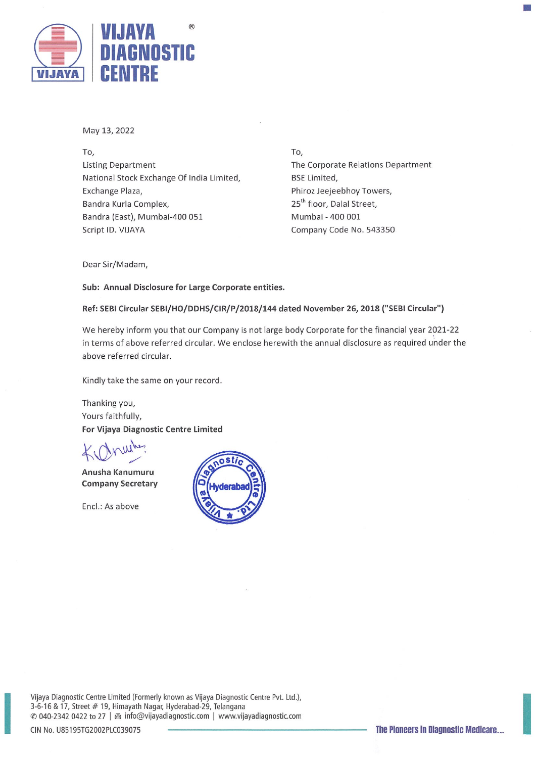# VIJAYA DIAGNOSTIC CENTRE

May 13, 2022

To,
Listing Department
National Stock Exchange Of India Limited,
Exchange Plaza,
Bandra Kurla Complex,
Bandra (East), Mumbai-400 051
Script ID. VIJAYA

To,
The Corporate Relations Department
BSE Limited,
Phiroz Jeejeebhoy Towers,
25th floor, Dalal Street,
Mumbai - 400 001
Company Code No. 543350

Dear Sir/Madam,

**Sub: Annual Disclosure for Large Corporate entities.**

**Ref: SEBI Circular SEBI/HO/DDHS/CIR/P/2018/144 dated November 26, 2018 ("SEBI Circular")**

We hereby inform you that our Company is not large body Corporate for the financial year 2021-22 in terms of above referred circular. We enclose herewith the annual disclosure as required under the above referred circular.

Kindly take the same on your record.

Thanking you,
Yours faithfully,
**For Vijaya Diagnostic Centre Limited**

**Anusha Kanumuru**
**Company Secretary**

Encl.: As above

Vijaya Diagnostic Centre Limited (Formerly known as Vijaya Diagnostic Centre Pvt. Ltd.),
3-6-16 & 17, Street # 19, Himayath Nagar, Hyderabad-29, Telangana
040-2342 0422 to 27 | info@vijayadiagnostic.com | www.vijayadiagnostic.com
CIN No. U85195TG2002PLC039075

The Pioneers in Diagnostic Medicare...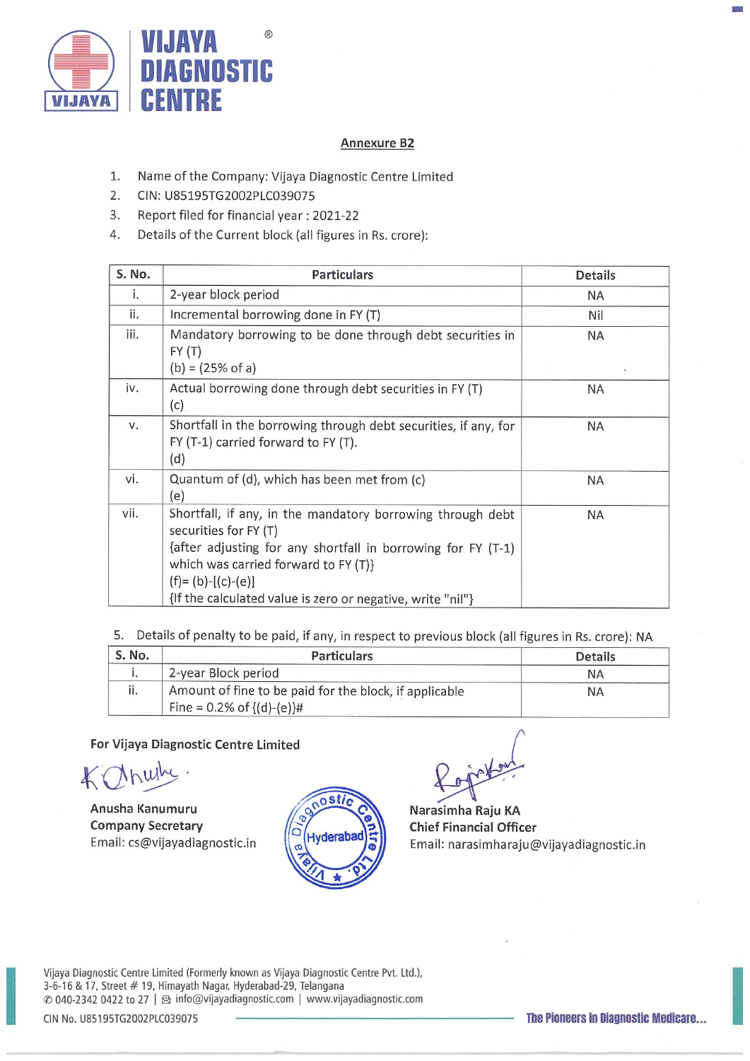VIJAYA DIAGNOSTIC CENTRE

## Annexure B2

1. Name of the Company: Vijaya Diagnostic Centre Limited
2. CIN: U85195TG2002PLC039075
3. Report filed for financial year : 2021-22
4. Details of the Current block (all figures in Rs. crore):

| S. No. | Particulars | Details |
|---|---|---|
| i. | 2-year block period | NA |
| ii. | Incremental borrowing done in FY (T) | Nil |
| iii. | Mandatory borrowing to be done through debt securities in FY (T)<br>(b) = (25% of a) | NA |
| iv. | Actual borrowing done through debt securities in FY (T)<br>(c) | NA |
| v. | Shortfall in the borrowing through debt securities, if any, for FY (T-1) carried forward to FY (T).<br>(d) | NA |
| vi. | Quantum of (d), which has been met from (c)<br>(e) | NA |
| vii. | Shortfall, if any, in the mandatory borrowing through debt securities for FY (T)<br>{after adjusting for any shortfall in borrowing for FY (T-1) which was carried forward to FY (T)}<br>(f)= (b)-[(c)-(e)]<br>{If the calculated value is zero or negative, write "nil"} | NA |

5. Details of penalty to be paid, if any, in respect to previous block (all figures in Rs. crore): NA

| S. No. | Particulars | Details |
|---|---|---|
| i. | 2-year Block period | NA |
| ii. | Amount of fine to be paid for the block, if applicable<br>Fine = 0.2% of {(d)-(e)}# | NA |

For Vijaya Diagnostic Centre Limited

Anusha Kanumuru
Company Secretary
Email: cs@vijayadiagnostic.in

Narasimha Raju KA
Chief Financial Officer
Email: narasimharaju@vijayadiagnostic.in

Vijaya Diagnostic Centre Limited (Formerly known as Vijaya Diagnostic Centre Pvt. Ltd.),
3-6-16 & 17, Street # 19, Himayath Nagar, Hyderabad-29, Telangana
040-2342 0422 to 27 | info@vijayadiagnostic.com | www.vijayadiagnostic.com
CIN No. U85195TG2002PLC039075

The Pioneers in Diagnostic Medicare...